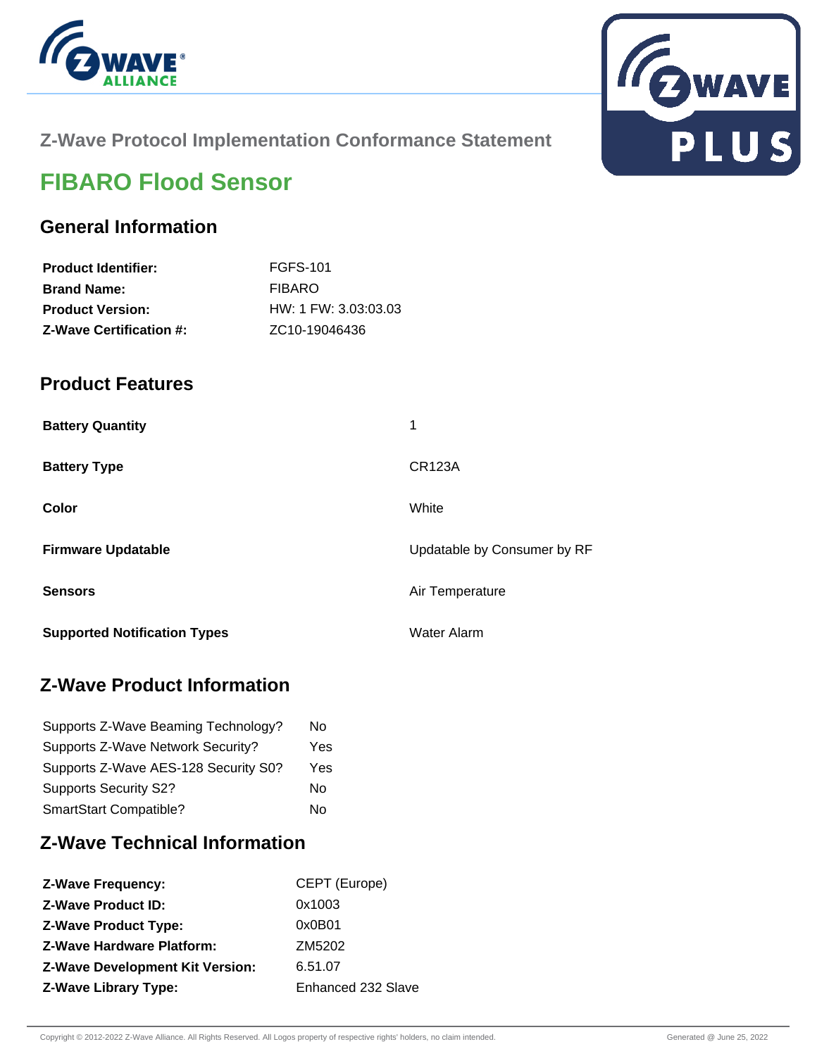## Z-Wave Protocol Implementation Conformance Statement

# FIBARO Flood Sensor

## General Information

| | |
|---|---|
| **Product Identifier:** | FGFS-101 |
| **Brand Name:** | FIBARO |
| **Product Version:** | HW: 1 FW: 3.03:03.03 |
| **Z-Wave Certification #:** | ZC10-19046436 |

## Product Features

| | |
|---|---|
| **Battery Quantity** | 1 |
| **Battery Type** | CR123A |
| **Color** | White |
| **Firmware Updatable** | Updatable by Consumer by RF |
| **Sensors** | Air Temperature |
| **Supported Notification Types** | Water Alarm |

## Z-Wave Product Information

| | |
|---|---|
| Supports Z-Wave Beaming Technology? | No |
| Supports Z-Wave Network Security? | Yes |
| Supports Z-Wave AES-128 Security S0? | Yes |
| Supports Security S2? | No |
| SmartStart Compatible? | No |

## Z-Wave Technical Information

| | |
|---|---|
| **Z-Wave Frequency:** | CEPT (Europe) |
| **Z-Wave Product ID:** | 0x1003 |
| **Z-Wave Product Type:** | 0x0B01 |
| **Z-Wave Hardware Platform:** | ZM5202 |
| **Z-Wave Development Kit Version:** | 6.51.07 |
| **Z-Wave Library Type:** | Enhanced 232 Slave |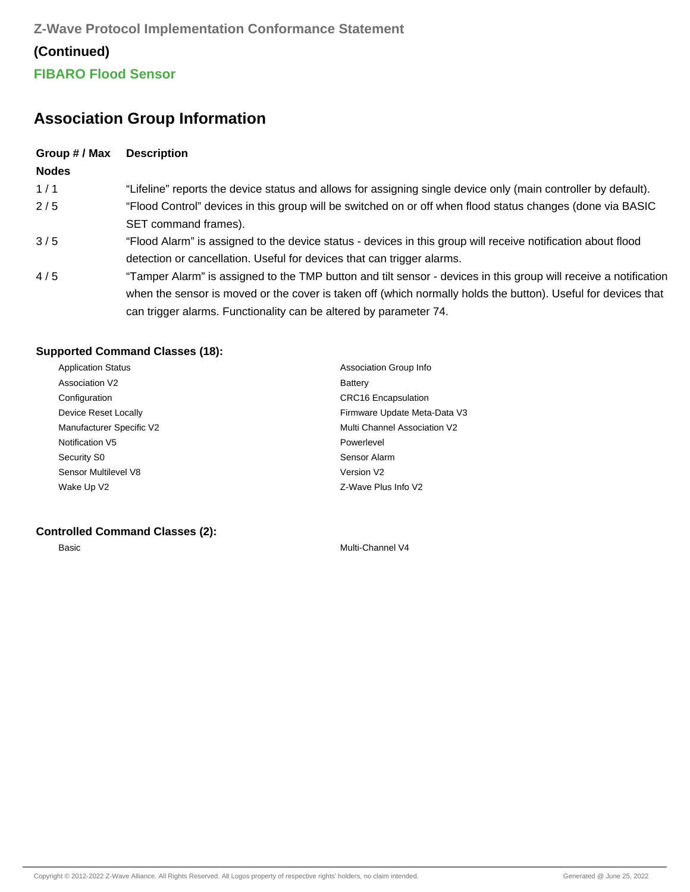Z-Wave Protocol Implementation Conformance Statement

**(Continued)**

**FIBARO Flood Sensor**

## Association Group Information

| Group # / Max Nodes | Description |
|---|---|
| 1 / 1 | “Lifeline” reports the device status and allows for assigning single device only (main controller by default). |
| 2 / 5 | “Flood Control” devices in this group will be switched on or off when flood status changes (done via BASIC SET command frames). |
| 3 / 5 | “Flood Alarm” is assigned to the device status - devices in this group will receive notification about flood detection or cancellation. Useful for devices that can trigger alarms. |
| 4 / 5 | “Tamper Alarm” is assigned to the TMP button and tilt sensor - devices in this group will receive a notification when the sensor is moved or the cover is taken off (which normally holds the button). Useful for devices that can trigger alarms. Functionality can be altered by parameter 74. |

### Supported Command Classes (18):

- Application Status
- Association Group Info
- Association V2
- Battery
- Configuration
- CRC16 Encapsulation
- Device Reset Locally
- Firmware Update Meta-Data V3
- Manufacturer Specific V2
- Multi Channel Association V2
- Notification V5
- Powerlevel
- Security S0
- Sensor Alarm
- Sensor Multilevel V8
- Version V2
- Wake Up V2
- Z-Wave Plus Info V2

### Controlled Command Classes (2):

- Basic
- Multi-Channel V4